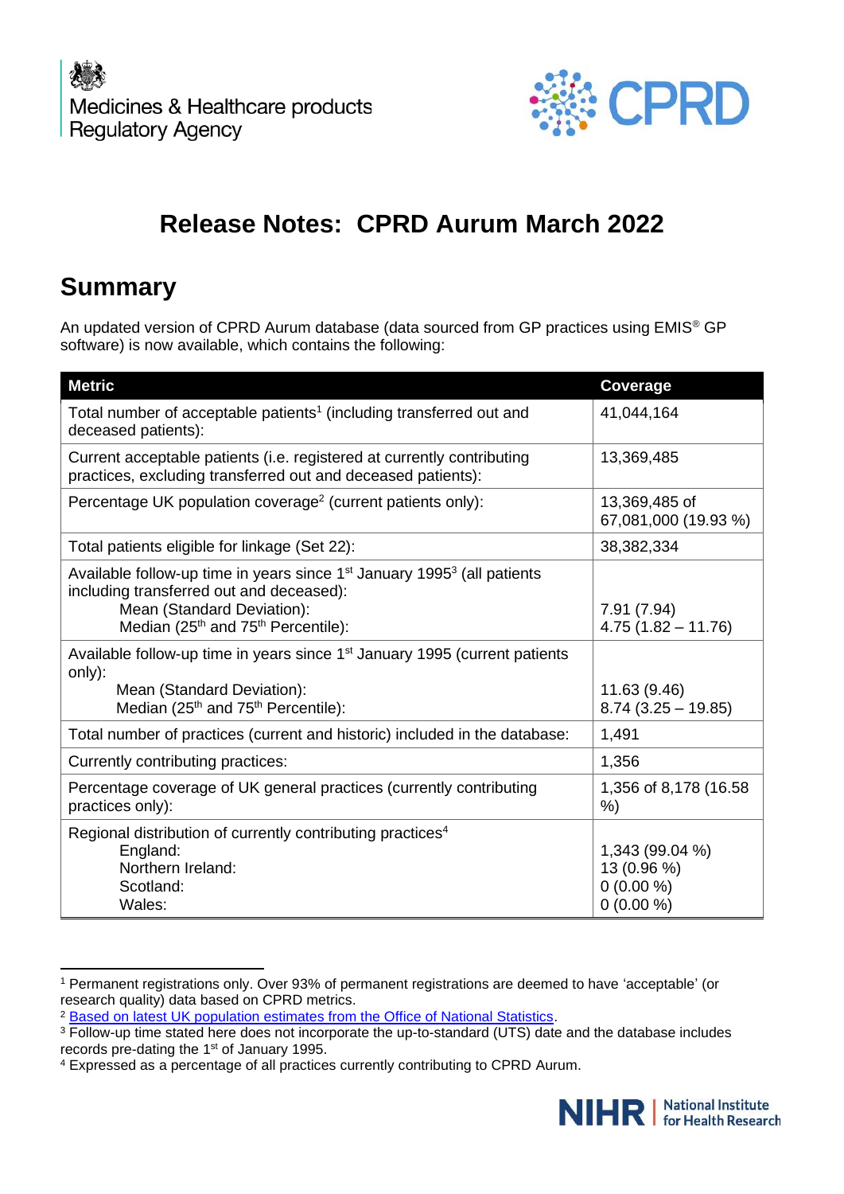Medicines & Healthcare products Regulatory Agency

CPRD

# Release Notes: CPRD Aurum March 2022

## Summary

An updated version of CPRD Aurum database (data sourced from GP practices using EMIS® GP software) is now available, which contains the following:

| Metric | Coverage |
|---|---|
| Total number of acceptable patients[1] (including transferred out and deceased patients): | 41,044,164 |
| Current acceptable patients (i.e. registered at currently contributing practices, excluding transferred out and deceased patients): | 13,369,485 |
| Percentage UK population coverage[2] (current patients only): | 13,369,485 of 67,081,000 (19.93 %) |
| Total patients eligible for linkage (Set 22): | 38,382,334 |
| Available follow-up time in years since 1st January 1995[3] (all patients including transferred out and deceased):<br>Mean (Standard Deviation):<br>Median (25th and 75th Percentile): | <br><br>7.91 (7.94)<br>4.75 (1.82 – 11.76) |
| Available follow-up time in years since 1st January 1995 (current patients only):<br>Mean (Standard Deviation):<br>Median (25th and 75th Percentile): | <br><br>11.63 (9.46)<br>8.74 (3.25 – 19.85) |
| Total number of practices (current and historic) included in the database: | 1,491 |
| Currently contributing practices: | 1,356 |
| Percentage coverage of UK general practices (currently contributing practices only): | 1,356 of 8,178 (16.58 %) |
| Regional distribution of currently contributing practices[4]<br>England:<br>Northern Ireland:<br>Scotland:<br>Wales: | <br>1,343 (99.04 %)<br>13 (0.96 %)<br>0 (0.00 %)<br>0 (0.00 %) |

[1] Permanent registrations only. Over 93% of permanent registrations are deemed to have 'acceptable' (or research quality) data based on CPRD metrics.

[2] Based on latest UK population estimates from the Office of National Statistics.

[3] Follow-up time stated here does not incorporate the up-to-standard (UTS) date and the database includes records pre-dating the 1st of January 1995.

[4] Expressed as a percentage of all practices currently contributing to CPRD Aurum.

NIHR | National Institute for Health Research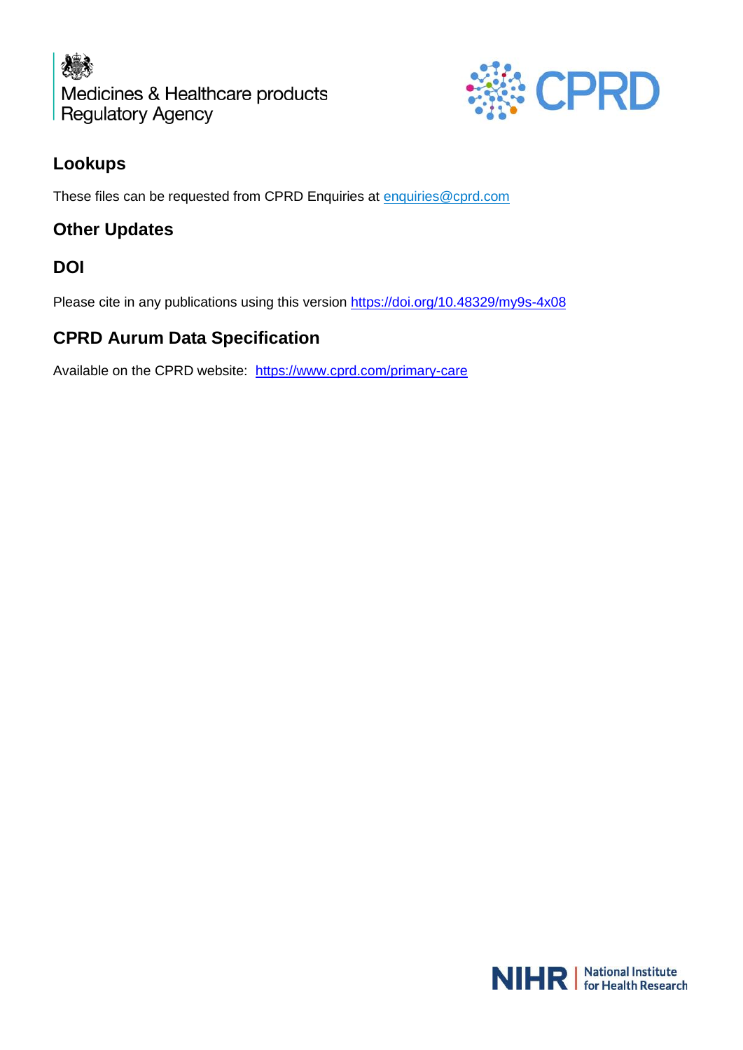## Lookups

These files can be requested from CPRD Enquiries at enquiries@cprd.com

## Other Updates

## DOI

Please cite in any publications using this version https://doi.org/10.48329/my9s-4x08

## CPRD Aurum Data Specification

Available on the CPRD website: https://www.cprd.com/primary-care